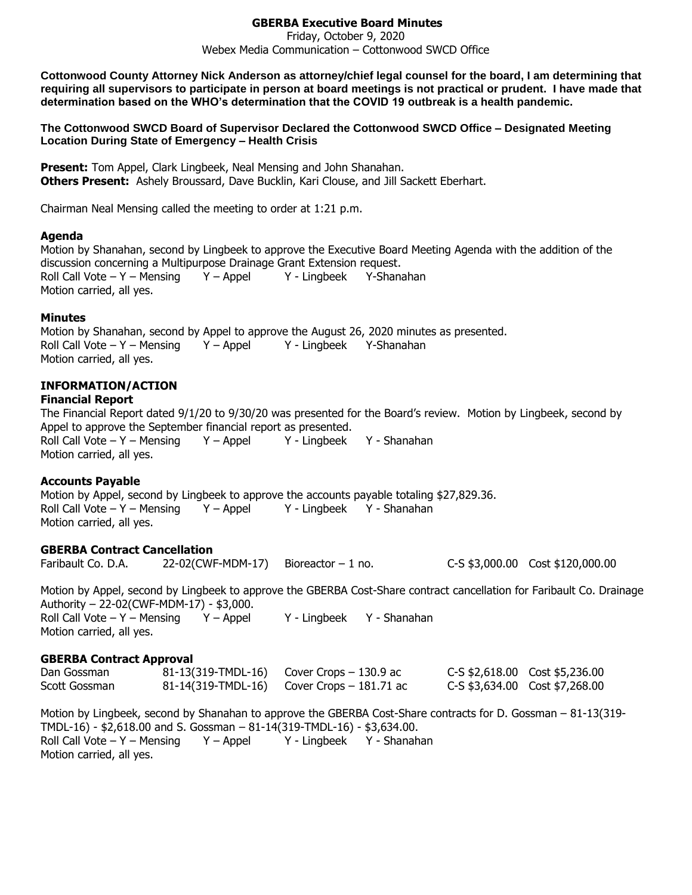# GBERBA Executive Board Minutes

Friday, October 9, 2020
Webex Media Communication – Cottonwood SWCD Office

**Cottonwood County Attorney Nick Anderson as attorney/chief legal counsel for the board, I am determining that requiring all supervisors to participate in person at board meetings is not practical or prudent. I have made that determination based on the WHO's determination that the COVID 19 outbreak is a health pandemic.**

**The Cottonwood SWCD Board of Supervisor Declared the Cottonwood SWCD Office – Designated Meeting Location During State of Emergency – Health Crisis**

**Present:** Tom Appel, Clark Lingbeek, Neal Mensing and John Shanahan.
**Others Present:** Ashely Broussard, Dave Bucklin, Kari Clouse, and Jill Sackett Eberhart.

Chairman Neal Mensing called the meeting to order at 1:21 p.m.

### Agenda

Motion by Shanahan, second by Lingbeek to approve the Executive Board Meeting Agenda with the addition of the discussion concerning a Multipurpose Drainage Grant Extension request.
Roll Call Vote – Y – Mensing Y – Appel Y - Lingbeek Y-Shanahan
Motion carried, all yes.

### Minutes

Motion by Shanahan, second by Appel to approve the August 26, 2020 minutes as presented.
Roll Call Vote – Y – Mensing Y – Appel Y - Lingbeek Y-Shanahan
Motion carried, all yes.

## INFORMATION/ACTION

### Financial Report

The Financial Report dated 9/1/20 to 9/30/20 was presented for the Board's review. Motion by Lingbeek, second by Appel to approve the September financial report as presented.
Roll Call Vote – Y – Mensing Y – Appel Y - Lingbeek Y - Shanahan
Motion carried, all yes.

### Accounts Payable

Motion by Appel, second by Lingbeek to approve the accounts payable totaling $27,829.36.
Roll Call Vote – Y – Mensing Y – Appel Y - Lingbeek Y - Shanahan
Motion carried, all yes.

### GBERBA Contract Cancellation

| | | | | |
|---|---|---|---|---|
| Faribault Co. D.A. | 22-02(CWF-MDM-17) | Bioreactor – 1 no. | C-S $3,000.00 | Cost $120,000.00 |

Motion by Appel, second by Lingbeek to approve the GBERBA Cost-Share contract cancellation for Faribault Co. Drainage Authority – 22-02(CWF-MDM-17) - $3,000.
Roll Call Vote – Y – Mensing Y – Appel Y - Lingbeek Y - Shanahan
Motion carried, all yes.

### GBERBA Contract Approval

| | | | | |
|---|---|---|---|---|
| Dan Gossman | 81-13(319-TMDL-16) | Cover Crops – 130.9 ac | C-S $2,618.00 | Cost $5,236.00 |
| Scott Gossman | 81-14(319-TMDL-16) | Cover Crops – 181.71 ac | C-S $3,634.00 | Cost $7,268.00 |

Motion by Lingbeek, second by Shanahan to approve the GBERBA Cost-Share contracts for D. Gossman – 81-13(319-TMDL-16) - $2,618.00 and S. Gossman – 81-14(319-TMDL-16) - $3,634.00.
Roll Call Vote – Y – Mensing Y – Appel Y - Lingbeek Y - Shanahan
Motion carried, all yes.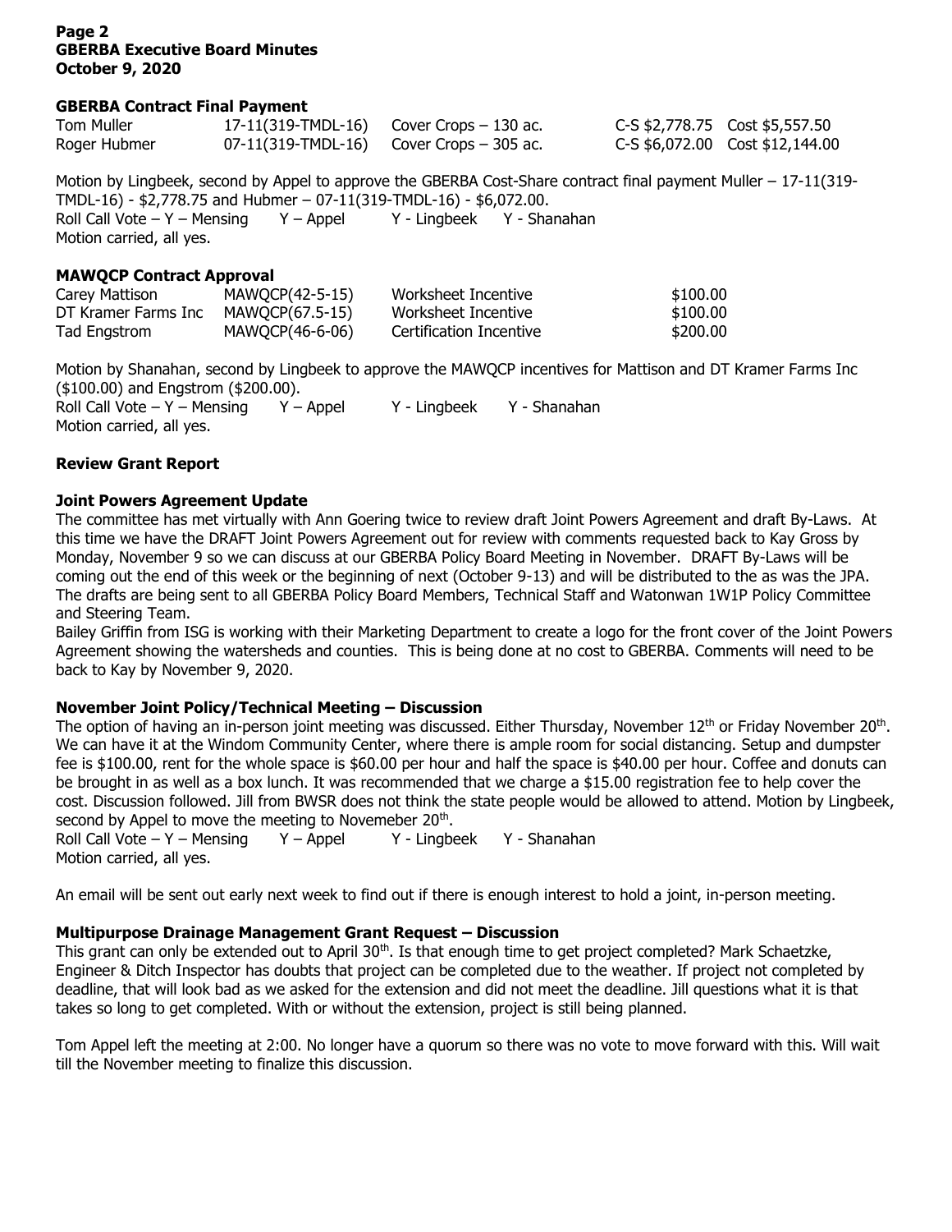## GBERBA Contract Final Payment

| | | | | |
|---|---|---|---|---|
| Tom Muller | 17-11(319-TMDL-16) | Cover Crops – 130 ac. | C-S $2,778.75 | Cost $5,557.50 |
| Roger Hubmer | 07-11(319-TMDL-16) | Cover Crops – 305 ac. | C-S $6,072.00 | Cost $12,144.00 |

Motion by Lingbeek, second by Appel to approve the GBERBA Cost-Share contract final payment Muller – 17-11(319-TMDL-16) - $2,778.75 and Hubmer – 07-11(319-TMDL-16) - $6,072.00.
Roll Call Vote – Y – Mensing Y – Appel Y - Lingbeek Y - Shanahan
Motion carried, all yes.

## MAWQCP Contract Approval

| | | | |
|---|---|---|---|
| Carey Mattison | MAWQCP(42-5-15) | Worksheet Incentive | $100.00 |
| DT Kramer Farms Inc | MAWQCP(67.5-15) | Worksheet Incentive | $100.00 |
| Tad Engstrom | MAWQCP(46-6-06) | Certification Incentive | $200.00 |

Motion by Shanahan, second by Lingbeek to approve the MAWQCP incentives for Mattison and DT Kramer Farms Inc ($100.00) and Engstrom ($200.00).
Roll Call Vote – Y – Mensing Y – Appel Y - Lingbeek Y - Shanahan
Motion carried, all yes.

## Review Grant Report

## Joint Powers Agreement Update

The committee has met virtually with Ann Goering twice to review draft Joint Powers Agreement and draft By-Laws. At this time we have the DRAFT Joint Powers Agreement out for review with comments requested back to Kay Gross by Monday, November 9 so we can discuss at our GBERBA Policy Board Meeting in November. DRAFT By-Laws will be coming out the end of this week or the beginning of next (October 9-13) and will be distributed to the as was the JPA. The drafts are being sent to all GBERBA Policy Board Members, Technical Staff and Watonwan 1W1P Policy Committee and Steering Team.

Bailey Griffin from ISG is working with their Marketing Department to create a logo for the front cover of the Joint Powers Agreement showing the watersheds and counties. This is being done at no cost to GBERBA. Comments will need to be back to Kay by November 9, 2020.

## November Joint Policy/Technical Meeting – Discussion

The option of having an in-person joint meeting was discussed. Either Thursday, November 12th or Friday November 20th. We can have it at the Windom Community Center, where there is ample room for social distancing. Setup and dumpster fee is $100.00, rent for the whole space is $60.00 per hour and half the space is $40.00 per hour. Coffee and donuts can be brought in as well as a box lunch. It was recommended that we charge a $15.00 registration fee to help cover the cost. Discussion followed. Jill from BWSR does not think the state people would be allowed to attend. Motion by Lingbeek, second by Appel to move the meeting to Novemeber 20th.
Roll Call Vote – Y – Mensing Y – Appel Y - Lingbeek Y - Shanahan
Motion carried, all yes.

An email will be sent out early next week to find out if there is enough interest to hold a joint, in-person meeting.

## Multipurpose Drainage Management Grant Request – Discussion

This grant can only be extended out to April 30th. Is that enough time to get project completed? Mark Schaetzke, Engineer & Ditch Inspector has doubts that project can be completed due to the weather. If project not completed by deadline, that will look bad as we asked for the extension and did not meet the deadline. Jill questions what it is that takes so long to get completed. With or without the extension, project is still being planned.

Tom Appel left the meeting at 2:00. No longer have a quorum so there was no vote to move forward with this. Will wait till the November meeting to finalize this discussion.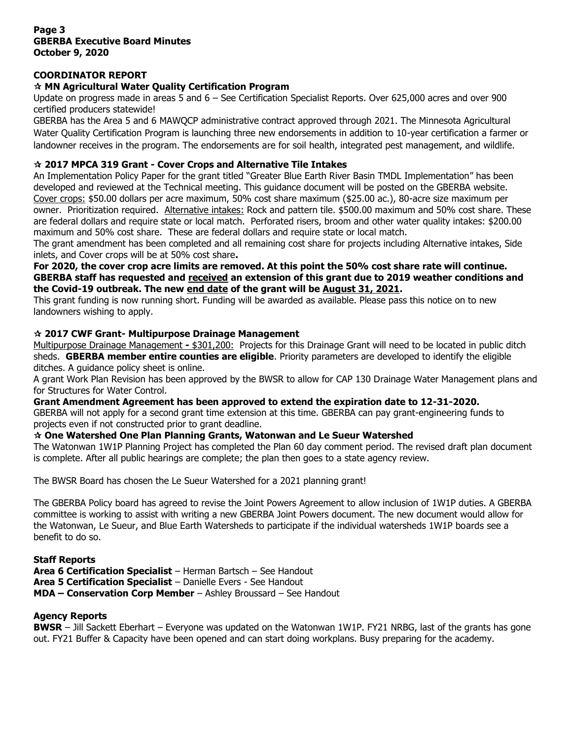## COORDINATOR REPORT

### ☆ MN Agricultural Water Quality Certification Program

Update on progress made in areas 5 and 6 – See Certification Specialist Reports. Over 625,000 acres and over 900 certified producers statewide!

GBERBA has the Area 5 and 6 MAWQCP administrative contract approved through 2021. The Minnesota Agricultural Water Quality Certification Program is launching three new endorsements in addition to 10-year certification a farmer or landowner receives in the program. The endorsements are for soil health, integrated pest management, and wildlife.

### ☆ 2017 MPCA 319 Grant - Cover Crops and Alternative Tile Intakes

An Implementation Policy Paper for the grant titled "Greater Blue Earth River Basin TMDL Implementation" has been developed and reviewed at the Technical meeting. This guidance document will be posted on the GBERBA website. Cover crops: $50.00 dollars per acre maximum, 50% cost share maximum ($25.00 ac.), 80-acre size maximum per owner. Prioritization required. Alternative intakes: Rock and pattern tile. $500.00 maximum and 50% cost share. These are federal dollars and require state or local match. Perforated risers, broom and other water quality intakes: $200.00 maximum and 50% cost share. These are federal dollars and require state or local match.

The grant amendment has been completed and all remaining cost share for projects including Alternative intakes, Side inlets, and Cover crops will be at 50% cost share**.**

**For 2020, the cover crop acre limits are removed. At this point the 50% cost share rate will continue. GBERBA staff has requested and received an extension of this grant due to 2019 weather conditions and the Covid-19 outbreak. The new end date of the grant will be August 31, 2021.**

This grant funding is now running short. Funding will be awarded as available. Please pass this notice on to new landowners wishing to apply.

### ☆ 2017 CWF Grant- Multipurpose Drainage Management

Multipurpose Drainage Management **-** $301,200: Projects for this Drainage Grant will need to be located in public ditch sheds. **GBERBA member entire counties are eligible**. Priority parameters are developed to identify the eligible ditches. A guidance policy sheet is online.

A grant Work Plan Revision has been approved by the BWSR to allow for CAP 130 Drainage Water Management plans and for Structures for Water Control.

**Grant Amendment Agreement has been approved to extend the expiration date to 12-31-2020.**

GBERBA will not apply for a second grant time extension at this time. GBERBA can pay grant-engineering funds to projects even if not constructed prior to grant deadline.

### ☆ One Watershed One Plan Planning Grants, Watonwan and Le Sueur Watershed

The Watonwan 1W1P Planning Project has completed the Plan 60 day comment period. The revised draft plan document is complete. After all public hearings are complete; the plan then goes to a state agency review.

The BWSR Board has chosen the Le Sueur Watershed for a 2021 planning grant!

The GBERBA Policy board has agreed to revise the Joint Powers Agreement to allow inclusion of 1W1P duties. A GBERBA committee is working to assist with writing a new GBERBA Joint Powers document. The new document would allow for the Watonwan, Le Sueur, and Blue Earth Watersheds to participate if the individual watersheds 1W1P boards see a benefit to do so.

## Staff Reports

**Area 6 Certification Specialist** – Herman Bartsch – See Handout

**Area 5 Certification Specialist** – Danielle Evers - See Handout

**MDA – Conservation Corp Member** – Ashley Broussard – See Handout

## Agency Reports

**BWSR** – Jill Sackett Eberhart – Everyone was updated on the Watonwan 1W1P. FY21 NRBG, last of the grants has gone out. FY21 Buffer & Capacity have been opened and can start doing workplans. Busy preparing for the academy.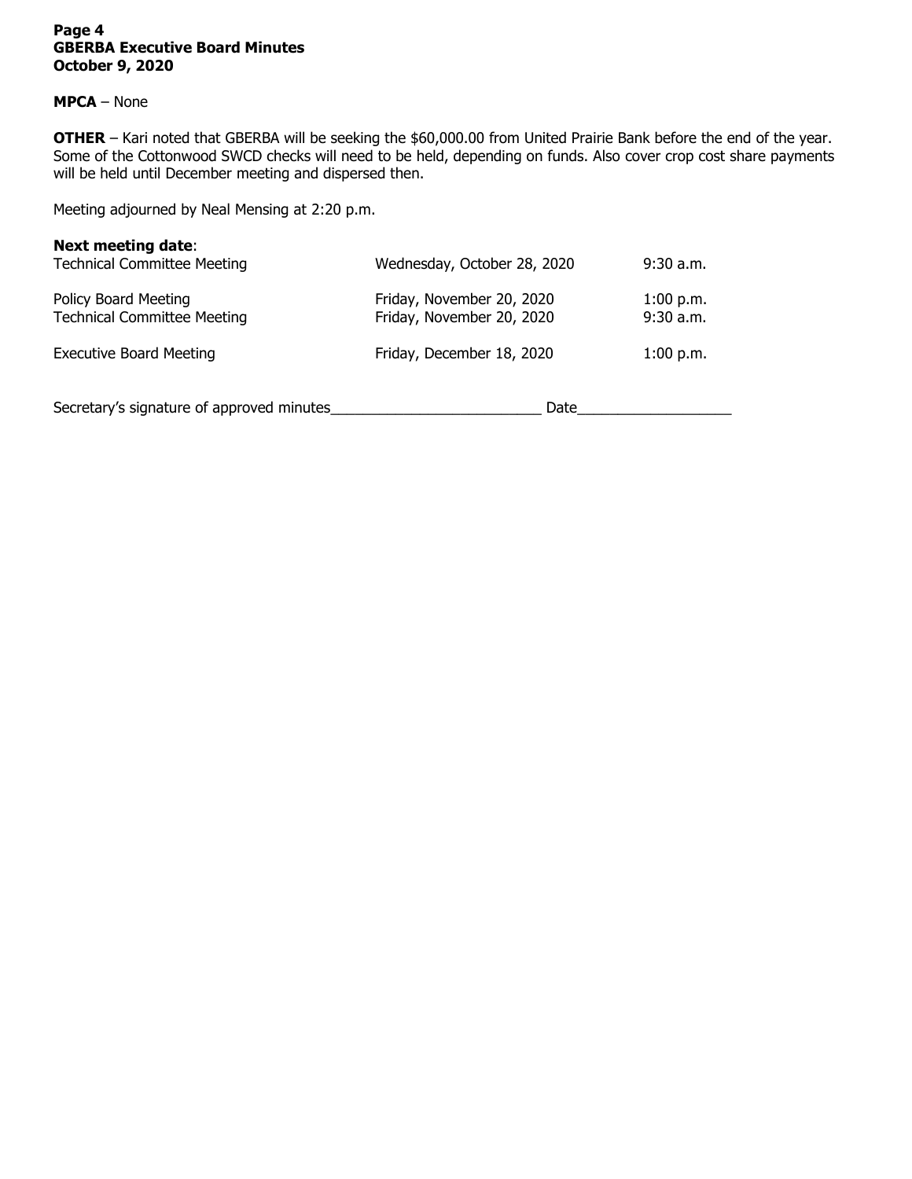**MPCA** – None

**OTHER** – Kari noted that GBERBA will be seeking the $60,000.00 from United Prairie Bank before the end of the year. Some of the Cottonwood SWCD checks will need to be held, depending on funds. Also cover crop cost share payments will be held until December meeting and dispersed then.

Meeting adjourned by Neal Mensing at 2:20 p.m.

**Next meeting date**:

| | | |
|---|---|---|
| Technical Committee Meeting | Wednesday, October 28, 2020 | 9:30 a.m. |
| Policy Board Meeting | Friday, November 20, 2020 | 1:00 p.m. |
| Technical Committee Meeting | Friday, November 20, 2020 | 9:30 a.m. |
| Executive Board Meeting | Friday, December 18, 2020 | 1:00 p.m. |

Secretary's signature of approved minutes__________________________ Date___________________